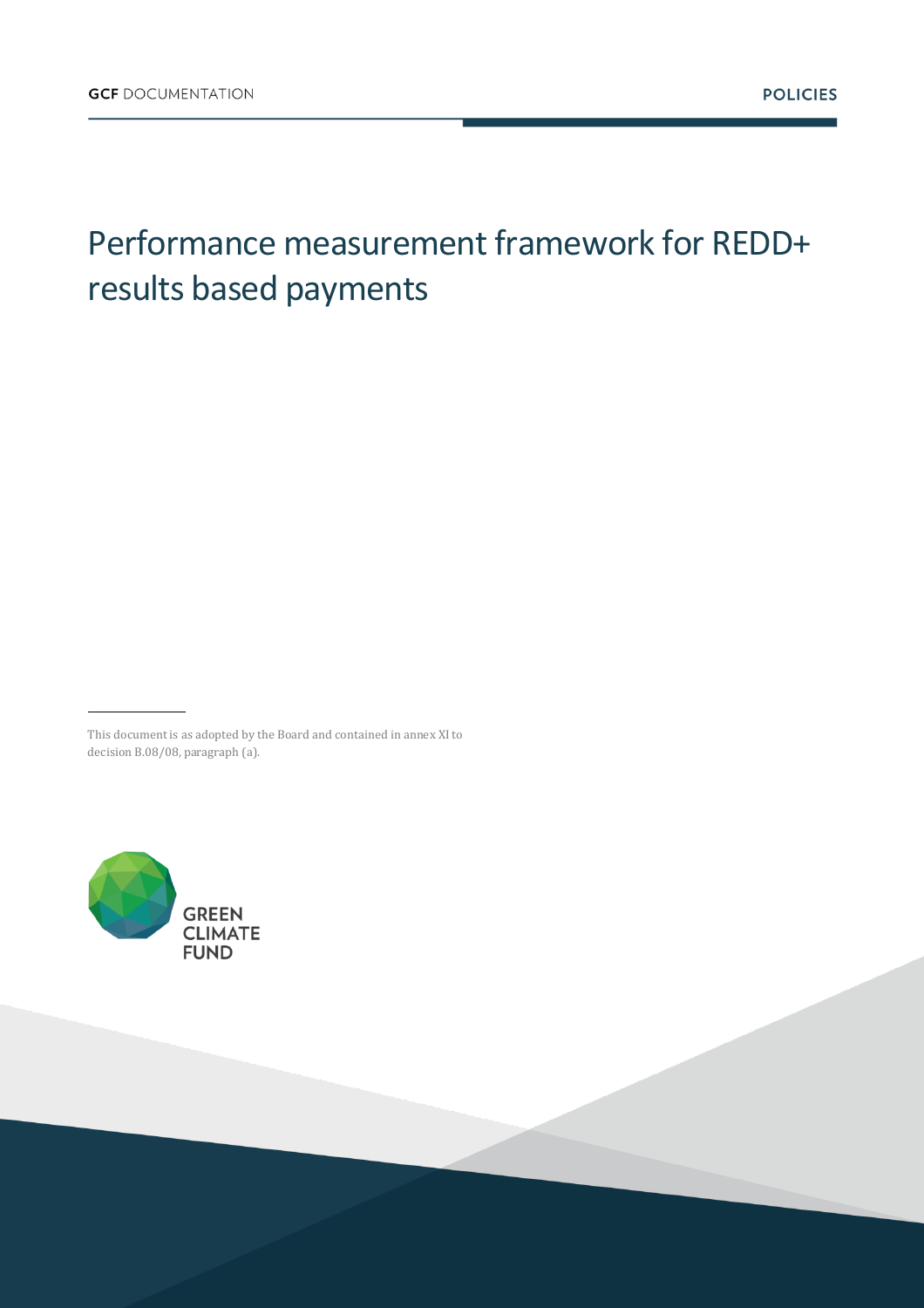GCF DOCUMENTATION

POLICIES

# Performance measurement framework for REDD+ results based payments

This document is as adopted by the Board and contained in annex XI to decision B.08/08, paragraph (a).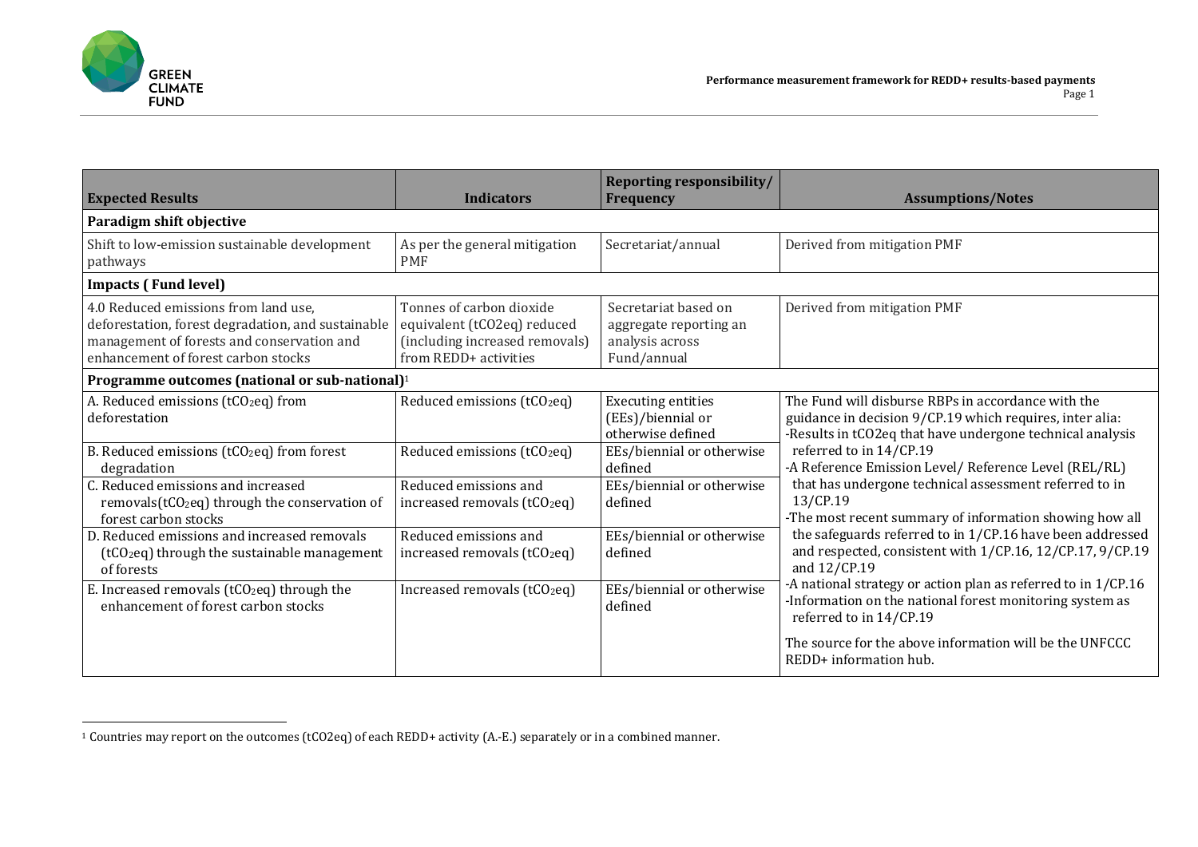| Expected Results | Indicators | Reporting responsibility/ Frequency | Assumptions/Notes |
|---|---|---|---|
| **Paradigm shift objective** | | | |
| Shift to low-emission sustainable development pathways | As per the general mitigation PMF | Secretariat/annual | Derived from mitigation PMF |
| **Impacts ( Fund level)** | | | |
| 4.0 Reduced emissions from land use, deforestation, forest degradation, and sustainable management of forests and conservation and enhancement of forest carbon stocks | Tonnes of carbon dioxide equivalent (tCO2eq) reduced (including increased removals) from REDD+ activities | Secretariat based on aggregate reporting an analysis across Fund/annual | Derived from mitigation PMF |
| **Programme outcomes (national or sub-national)**[1] | | | |
| A. Reduced emissions ($tCO_2eq$) from deforestation | Reduced emissions ($tCO_2eq$) | Executing entities (EEs)/biennial or otherwise defined | The Fund will disburse RBPs in accordance with the guidance in decision 9/CP.19 which requires, inter alia:<br>-Results in tCO2eq that have undergone technical analysis referred to in 14/CP.19<br>-A Reference Emission Level/ Reference Level (REL/RL) that has undergone technical assessment referred to in 13/CP.19<br>-The most recent summary of information showing how all the safeguards referred to in 1/CP.16 have been addressed and respected, consistent with 1/CP.16, 12/CP.17, 9/CP.19 and 12/CP.19<br>-A national strategy or action plan as referred to in 1/CP.16<br>-Information on the national forest monitoring system as referred to in 14/CP.19<br><br>The source for the above information will be the UNFCCC REDD+ information hub. |
| B. Reduced emissions ($tCO_2eq$) from forest degradation | Reduced emissions ($tCO_2eq$) | EEs/biennial or otherwise defined | |
| C. Reduced emissions and increased removals($tCO_2eq$) through the conservation of forest carbon stocks | Reduced emissions and increased removals ($tCO_2eq$) | EEs/biennial or otherwise defined | |
| D. Reduced emissions and increased removals ($tCO_2eq$) through the sustainable management of forests | Reduced emissions and increased removals ($tCO_2eq$) | EEs/biennial or otherwise defined | |
| E. Increased removals ($tCO_2eq$) through the enhancement of forest carbon stocks | Increased removals ($tCO_2eq$) | EEs/biennial or otherwise defined | |

[1] Countries may report on the outcomes (tCO2eq) of each REDD+ activity (A.-E.) separately or in a combined manner.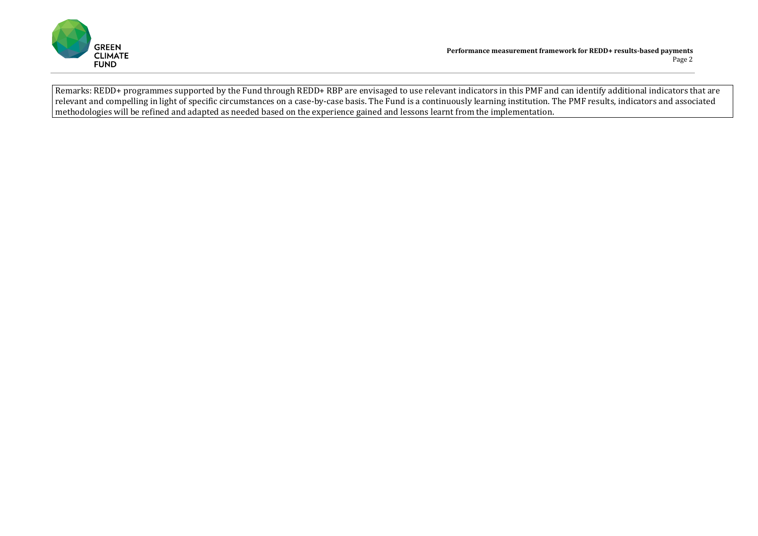Remarks: REDD+ programmes supported by the Fund through REDD+ RBP are envisaged to use relevant indicators in this PMF and can identify additional indicators that are relevant and compelling in light of specific circumstances on a case-by-case basis. The Fund is a continuously learning institution. The PMF results, indicators and associated methodologies will be refined and adapted as needed based on the experience gained and lessons learnt from the implementation.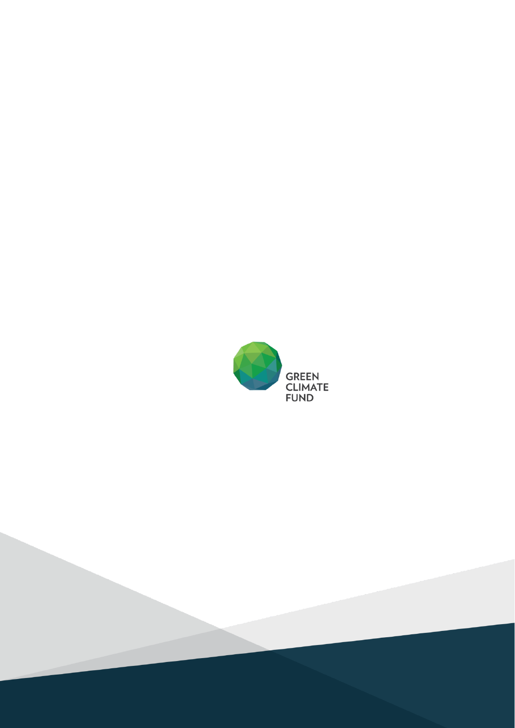GREEN
CLIMATE
FUND